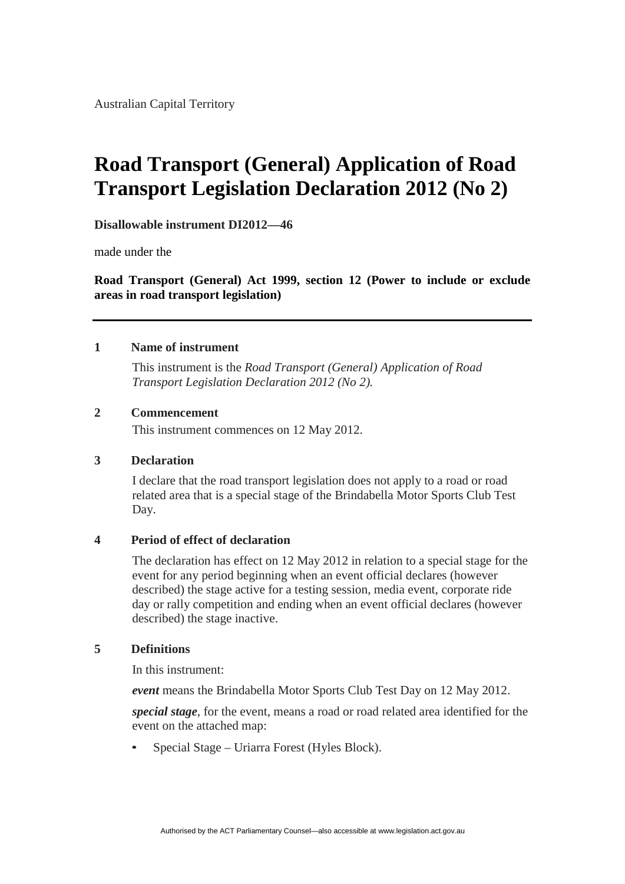Australian Capital Territory

# Road Transport (General) Application of Road Transport Legislation Declaration 2012 (No 2)

**Disallowable instrument DI2012—46**

made under the

**Road Transport (General) Act 1999, section 12 (Power to include or exclude areas in road transport legislation)**

---

## 1 Name of instrument

This instrument is the *Road Transport (General) Application of Road Transport Legislation Declaration 2012 (No 2).*

## 2 Commencement

This instrument commences on 12 May 2012.

## 3 Declaration

I declare that the road transport legislation does not apply to a road or road related area that is a special stage of the Brindabella Motor Sports Club Test Day.

## 4 Period of effect of declaration

The declaration has effect on 12 May 2012 in relation to a special stage for the event for any period beginning when an event official declares (however described) the stage active for a testing session, media event, corporate ride day or rally competition and ending when an event official declares (however described) the stage inactive.

## 5 Definitions

In this instrument:

***event*** means the Brindabella Motor Sports Club Test Day on 12 May 2012.

***special stage***, for the event, means a road or road related area identified for the event on the attached map:

- Special Stage – Uriarra Forest (Hyles Block).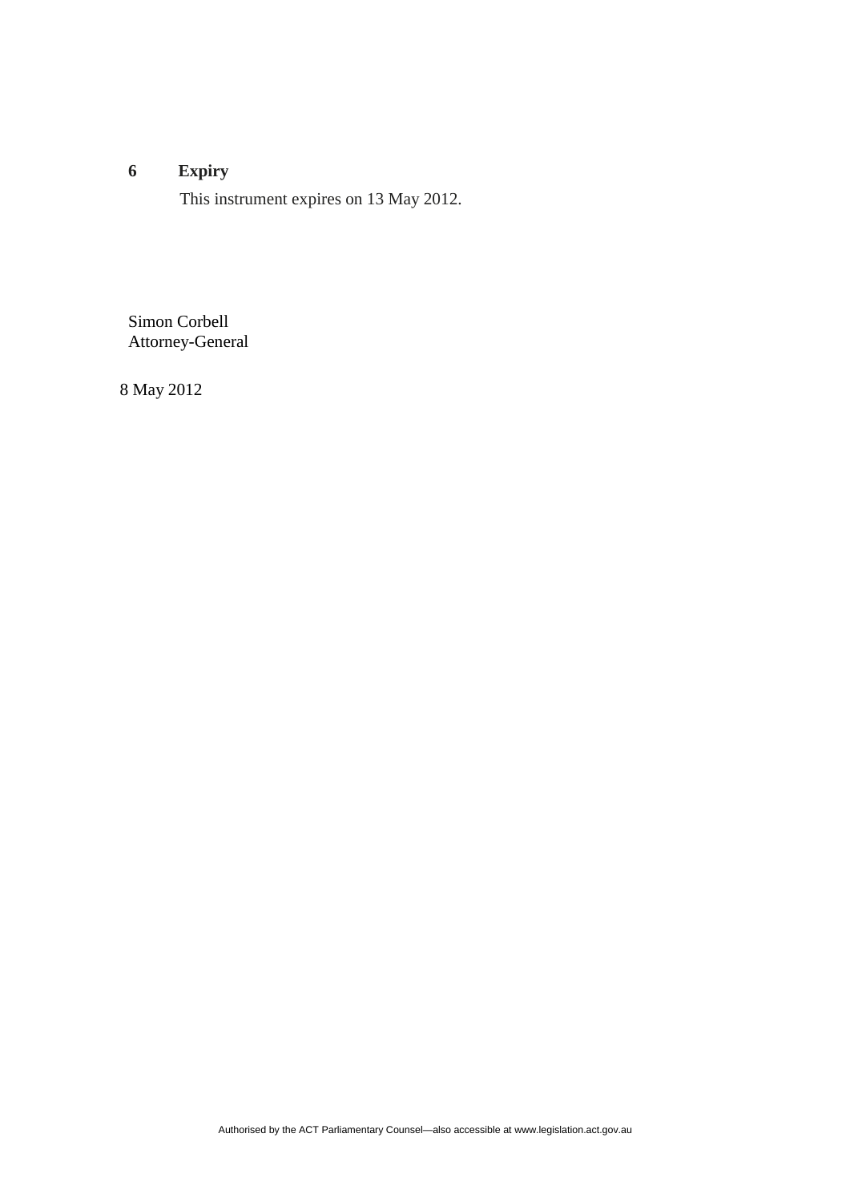## 6 Expiry

This instrument expires on 13 May 2012.

Simon Corbell
Attorney-General

8 May 2012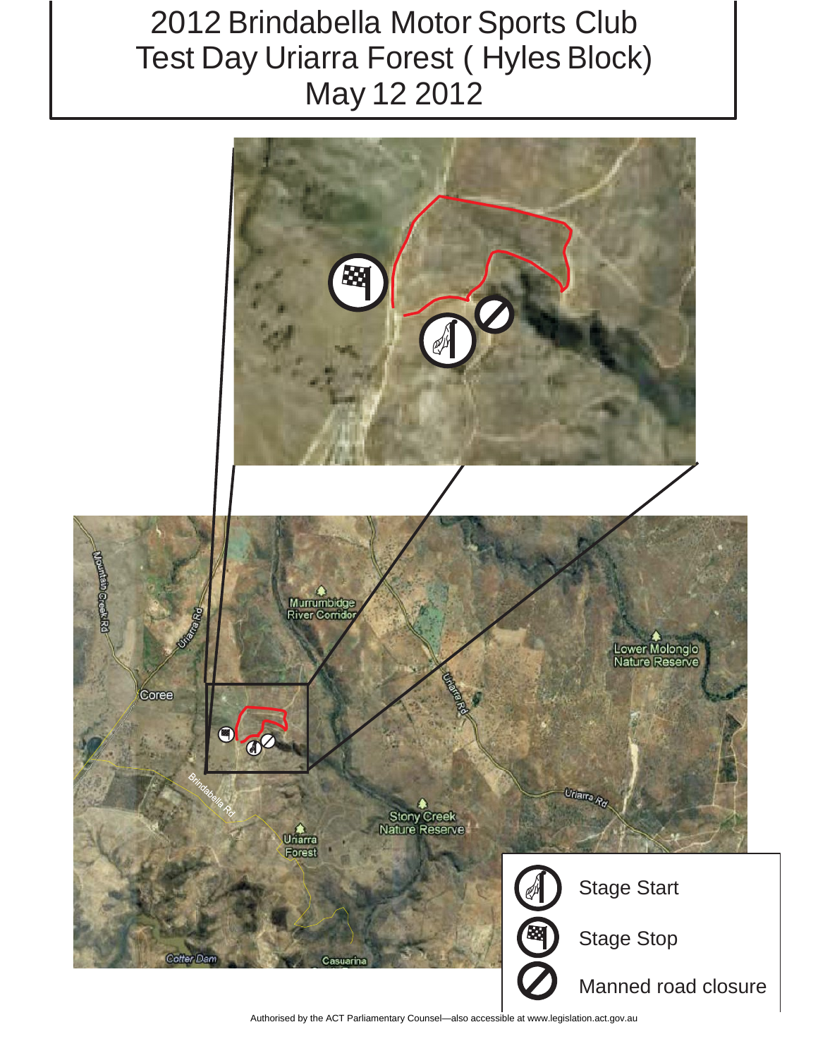# 2012 Brindabella Motor Sports Club Test Day Uriarra Forest ( Hyles Block) May 12 2012

Murrumbidge River Corridor

Lower Molonglo Nature Reserve

Coree

Uriarra Rd

Mountain Creek Rd

Brindabella Rd

Uriarra Forest

Stony Creek Nature Reserve

Cotter Dam

Casuarina

Stage Start

Stage Stop

Manned road closure